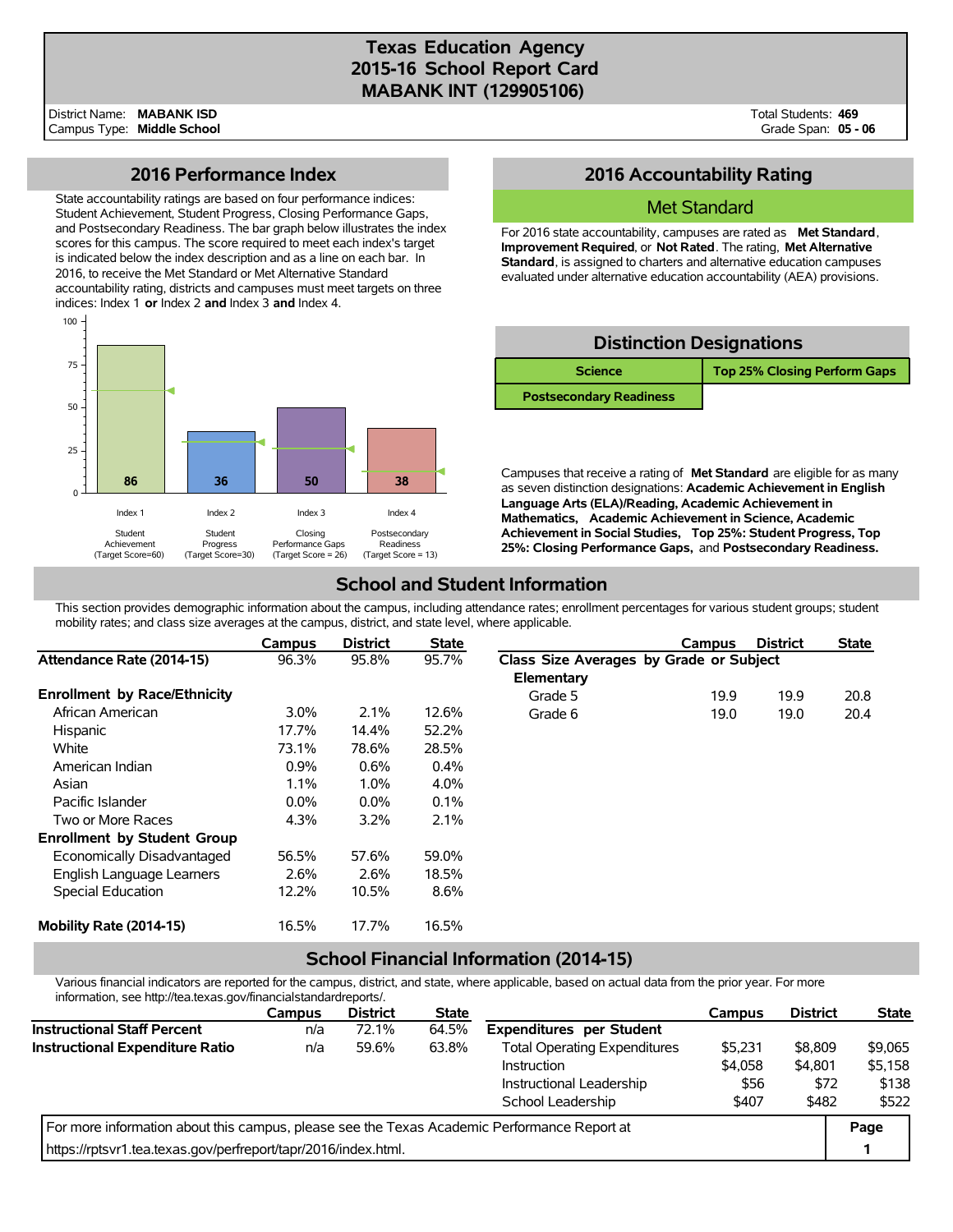# Texas Education Agency
# 2015-16 School Report Card
# MABANK INT (129905106)

District Name: **MABANK ISD**
Campus Type: **Middle School**

Total Students: **469**
Grade Span: **05 - 06**

## 2016 Performance Index

State accountability ratings are based on four performance indices: Student Achievement, Student Progress, Closing Performance Gaps, and Postsecondary Readiness. The bar graph below illustrates the index scores for this campus. The score required to meet each index's target is indicated below the index description and as a line on each bar. In 2016, to receive the Met Standard or Met Alternative Standard accountability rating, districts and campuses must meet targets on three indices: Index 1 **or** Index 2 **and** Index 3 **and** Index 4.

| Index | Description | Score | Target Score |
|---|---|---|---|
| Index 1 | Student Achievement | 86 | 60 |
| Index 2 | Student Progress | 36 | 30 |
| Index 3 | Closing Performance Gaps | 50 | 26 |
| Index 4 | Postsecondary Readiness | 38 | 13 |

## 2016 Accountability Rating

**Met Standard**

For 2016 state accountability, campuses are rated as **Met Standard**, **Improvement Required**, or **Not Rated**. The rating, **Met Alternative Standard**, is assigned to charters and alternative education campuses evaluated under alternative education accountability (AEA) provisions.

## Distinction Designations

| Science | Top 25% Closing Perform Gaps |
|---|---|
| Postsecondary Readiness | |

Campuses that receive a rating of **Met Standard** are eligible for as many as seven distinction designations: **Academic Achievement in English Language Arts (ELA)/Reading, Academic Achievement in Mathematics, Academic Achievement in Science, Academic Achievement in Social Studies, Top 25%: Student Progress, Top 25%: Closing Performance Gaps,** and **Postsecondary Readiness.**

## School and Student Information

This section provides demographic information about the campus, including attendance rates; enrollment percentages for various student groups; student mobility rates; and class size averages at the campus, district, and state level, where applicable.

| | Campus | District | State |
|---|---|---|---|
| **Attendance Rate (2014-15)** | 96.3% | 95.8% | 95.7% |
| **Enrollment by Race/Ethnicity** | | | |
| African American | 3.0% | 2.1% | 12.6% |
| Hispanic | 17.7% | 14.4% | 52.2% |
| White | 73.1% | 78.6% | 28.5% |
| American Indian | 0.9% | 0.6% | 0.4% |
| Asian | 1.1% | 1.0% | 4.0% |
| Pacific Islander | 0.0% | 0.0% | 0.1% |
| Two or More Races | 4.3% | 3.2% | 2.1% |
| **Enrollment by Student Group** | | | |
| Economically Disadvantaged | 56.5% | 57.6% | 59.0% |
| English Language Learners | 2.6% | 2.6% | 18.5% |
| Special Education | 12.2% | 10.5% | 8.6% |
| **Mobility Rate (2014-15)** | 16.5% | 17.7% | 16.5% |

| | Campus | District | State |
|---|---|---|---|
| **Class Size Averages by Grade or Subject** | | | |
| **Elementary** | | | |
| Grade 5 | 19.9 | 19.9 | 20.8 |
| Grade 6 | 19.0 | 19.0 | 20.4 |

## School Financial Information (2014-15)

Various financial indicators are reported for the campus, district, and state, where applicable, based on actual data from the prior year. For more information, see http://tea.texas.gov/financialstandardreports/.

| | Campus | District | State |
|---|---|---|---|
| **Instructional Staff Percent** | n/a | 72.1% | 64.5% |
| **Instructional Expenditure Ratio** | n/a | 59.6% | 63.8% |

| | Campus | District | State |
|---|---|---|---|
| **Expenditures per Student** | | | |
| Total Operating Expenditures | $5,231 | $8,809 | $9,065 |
| Instruction | $4,058 | $4,801 | $5,158 |
| Instructional Leadership | $56 | $72 | $138 |
| School Leadership | $407 | $482 | $522 |

For more information about this campus, please see the Texas Academic Performance Report at https://rptsvr1.tea.texas.gov/perfreport/tapr/2016/index.html.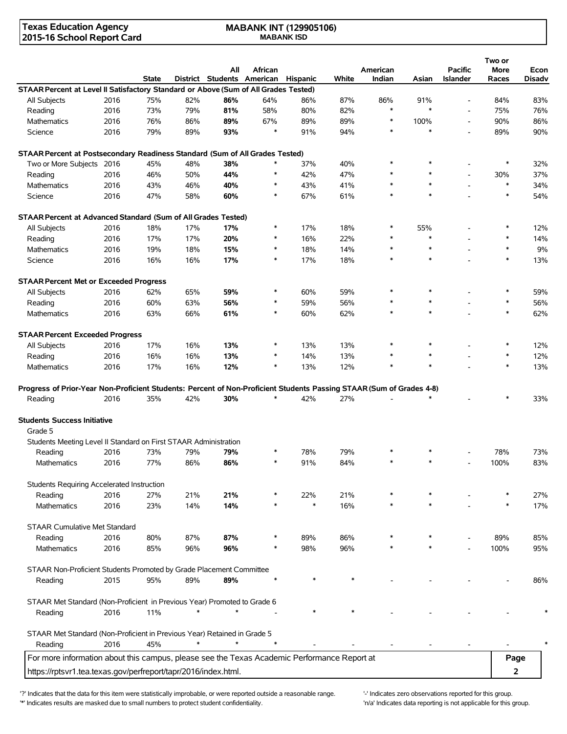**Texas Education Agency**
**2015-16 School Report Card**

**MABANK INT (129905106)**
**MABANK ISD**

| | | State | District | All Students | African American | Hispanic | White | American Indian | Asian | Pacific Islander | Two or More Races | Econ Disadv |
|---|---|---|---|---|---|---|---|---|---|---|---|---|
| **STAAR Percent at Level II Satisfactory Standard or Above (Sum of All Grades Tested)** | | | | | | | | | | | | |
| All Subjects | 2016 | 75% | 82% | **86%** | 64% | 86% | 87% | 86% | 91% | - | 84% | 83% |
| Reading | 2016 | 73% | 79% | **81%** | 58% | 80% | 82% | * | * | - | 75% | 76% |
| Mathematics | 2016 | 76% | 86% | **89%** | 67% | 89% | 89% | * | 100% | - | 90% | 86% |
| Science | 2016 | 79% | 89% | **93%** | * | 91% | 94% | * | * | - | 89% | 90% |
| **STAAR Percent at Postsecondary Readiness Standard (Sum of All Grades Tested)** | | | | | | | | | | | | |
| Two or More Subjects | 2016 | 45% | 48% | **38%** | * | 37% | 40% | * | * | - | * | 32% |
| Reading | 2016 | 46% | 50% | **44%** | * | 42% | 47% | * | * | - | 30% | 37% |
| Mathematics | 2016 | 43% | 46% | **40%** | * | 43% | 41% | * | * | - | * | 34% |
| Science | 2016 | 47% | 58% | **60%** | * | 67% | 61% | * | * | - | * | 54% |
| **STAAR Percent at Advanced Standard (Sum of All Grades Tested)** | | | | | | | | | | | | |
| All Subjects | 2016 | 18% | 17% | **17%** | * | 17% | 18% | * | 55% | - | * | 12% |
| Reading | 2016 | 17% | 17% | **20%** | * | 16% | 22% | * | * | - | * | 14% |
| Mathematics | 2016 | 19% | 18% | **15%** | * | 18% | 14% | * | * | - | * | 9% |
| Science | 2016 | 16% | 16% | **17%** | * | 17% | 18% | * | * | - | * | 13% |
| **STAAR Percent Met or Exceeded Progress** | | | | | | | | | | | | |
| All Subjects | 2016 | 62% | 65% | **59%** | * | 60% | 59% | * | * | - | * | 59% |
| Reading | 2016 | 60% | 63% | **56%** | * | 59% | 56% | * | * | - | * | 56% |
| Mathematics | 2016 | 63% | 66% | **61%** | * | 60% | 62% | * | * | - | * | 62% |
| **STAAR Percent Exceeded Progress** | | | | | | | | | | | | |
| All Subjects | 2016 | 17% | 16% | **13%** | * | 13% | 13% | * | * | - | * | 12% |
| Reading | 2016 | 16% | 16% | **13%** | * | 14% | 13% | * | * | - | * | 12% |
| Mathematics | 2016 | 17% | 16% | **12%** | * | 13% | 12% | * | * | - | * | 13% |
| **Progress of Prior-Year Non-Proficient Students: Percent of Non-Proficient Students Passing STAAR (Sum of Grades 4-8)** | | | | | | | | | | | | |
| Reading | 2016 | 35% | 42% | **30%** | * | 42% | 27% | - | * | - | * | 33% |
| **Students Success Initiative** | | | | | | | | | | | | |
| Grade 5 | | | | | | | | | | | | |
| Students Meeting Level II Standard on First STAAR Administration | | | | | | | | | | | | |
| Reading | 2016 | 73% | 79% | **79%** | * | 78% | 79% | * | * | - | 78% | 73% |
| Mathematics | 2016 | 77% | 86% | **86%** | * | 91% | 84% | * | * | - | 100% | 83% |
| Students Requiring Accelerated Instruction | | | | | | | | | | | | |
| Reading | 2016 | 27% | 21% | **21%** | * | 22% | 21% | * | * | - | * | 27% |
| Mathematics | 2016 | 23% | 14% | **14%** | * | * | 16% | * | * | - | * | 17% |
| STAAR Cumulative Met Standard | | | | | | | | | | | | |
| Reading | 2016 | 80% | 87% | **87%** | * | 89% | 86% | * | * | - | 89% | 85% |
| Mathematics | 2016 | 85% | 96% | **96%** | * | 98% | 96% | * | * | - | 100% | 95% |
| STAAR Non-Proficient Students Promoted by Grade Placement Committee | | | | | | | | | | | | |
| Reading | 2015 | 95% | 89% | **89%** | * | * | * | - | - | - | - | 86% |
| STAAR Met Standard (Non-Proficient in Previous Year) Promoted to Grade 6 | | | | | | | | | | | | |
| Reading | 2016 | 11% | * | * | - | * | * | - | - | - | - | * |
| STAAR Met Standard (Non-Proficient in Previous Year) Retained in Grade 5 | | | | | | | | | | | | |
| Reading | 2016 | 45% | * | * | * | - | - | - | - | - | - | * |

For more information about this campus, please see the Texas Academic Performance Report at https://rptsvr1.tea.texas.gov/perfreport/tapr/2016/index.html.

'?' Indicates that the data for this item were statistically improbable, or were reported outside a reasonable range.
'*' Indicates results are masked due to small numbers to protect student confidentiality.
'-' Indicates zero observations reported for this group.
'n/a' Indicates data reporting is not applicable for this group.